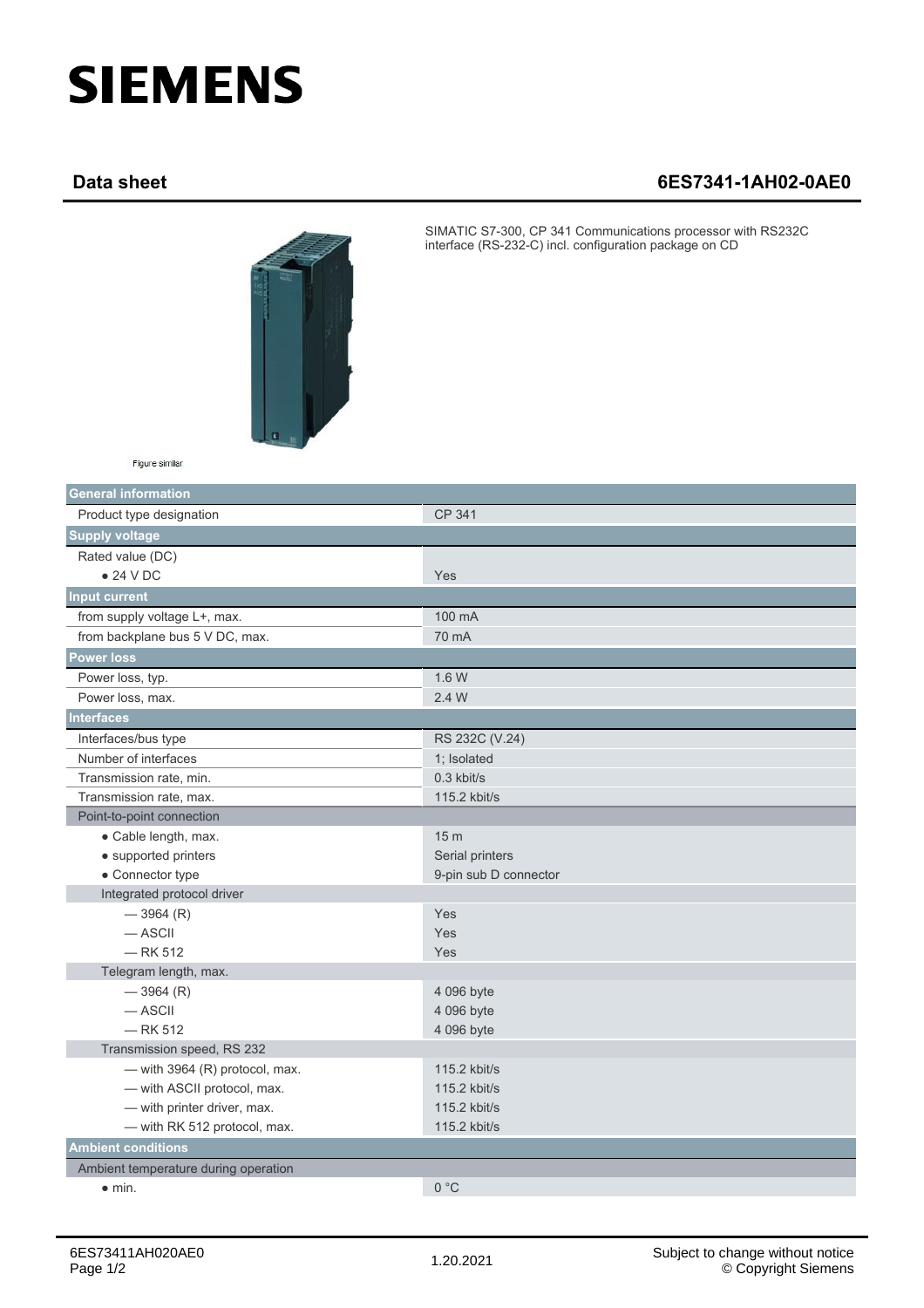# SIEMENS

## Data sheet 6ES7341-1AH02-0AE0

SIMATIC S7-300, CP 341 Communications processor with RS232C interface (RS-232-C) incl. configuration package on CD

Figure similar

| General information | |
|---|---|
| Product type designation | CP 341 |
| **Supply voltage** | |
| Rated value (DC) | |
| • 24 V DC | Yes |
| **Input current** | |
| from supply voltage L+, max. | 100 mA |
| from backplane bus 5 V DC, max. | 70 mA |
| **Power loss** | |
| Power loss, typ. | 1.6 W |
| Power loss, max. | 2.4 W |
| **Interfaces** | |
| Interfaces/bus type | RS 232C (V.24) |
| Number of interfaces | 1; Isolated |
| Transmission rate, min. | 0.3 kbit/s |
| Transmission rate, max. | 115.2 kbit/s |
| Point-to-point connection | |
| • Cable length, max. | 15 m |
| • supported printers | Serial printers |
| • Connector type | 9-pin sub D connector |
| Integrated protocol driver | |
| — 3964 (R) | Yes |
| — ASCII | Yes |
| — RK 512 | Yes |
| Telegram length, max. | |
| — 3964 (R) | 4 096 byte |
| — ASCII | 4 096 byte |
| — RK 512 | 4 096 byte |
| Transmission speed, RS 232 | |
| — with 3964 (R) protocol, max. | 115.2 kbit/s |
| — with ASCII protocol, max. | 115.2 kbit/s |
| — with printer driver, max. | 115.2 kbit/s |
| — with RK 512 protocol, max. | 115.2 kbit/s |
| **Ambient conditions** | |
| Ambient temperature during operation | |
| • min. | 0 °C |

6ES73411AH020AE0

1.20.2021

Subject to change without notice
© Copyright Siemens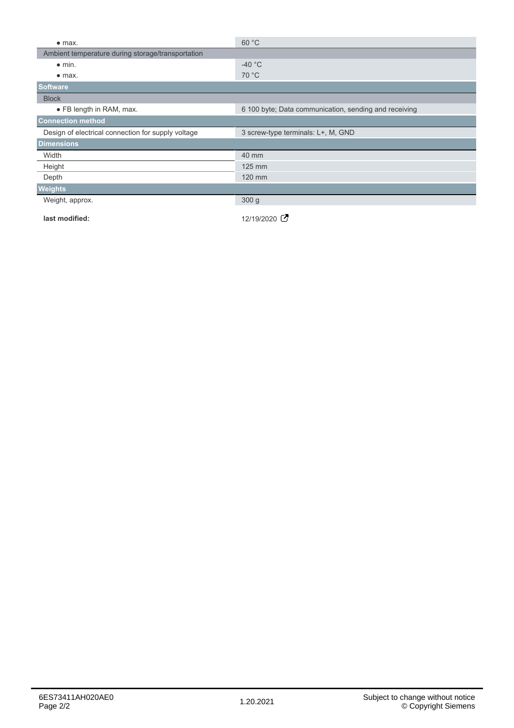| | |
|---|---|
| ● max. | 60 °C |
| Ambient temperature during storage/transportation | |
| ● min. | -40 °C |
| ● max. | 70 °C |
| **Software** | |
| Block | |
| ● FB length in RAM, max. | 6 100 byte; Data communication, sending and receiving |
| **Connection method** | |
| Design of electrical connection for supply voltage | 3 screw-type terminals: L+, M, GND |
| **Dimensions** | |
| Width | 40 mm |
| Height | 125 mm |
| Depth | 120 mm |
| **Weights** | |
| Weight, approx. | 300 g |

**last modified:** 12/19/2020